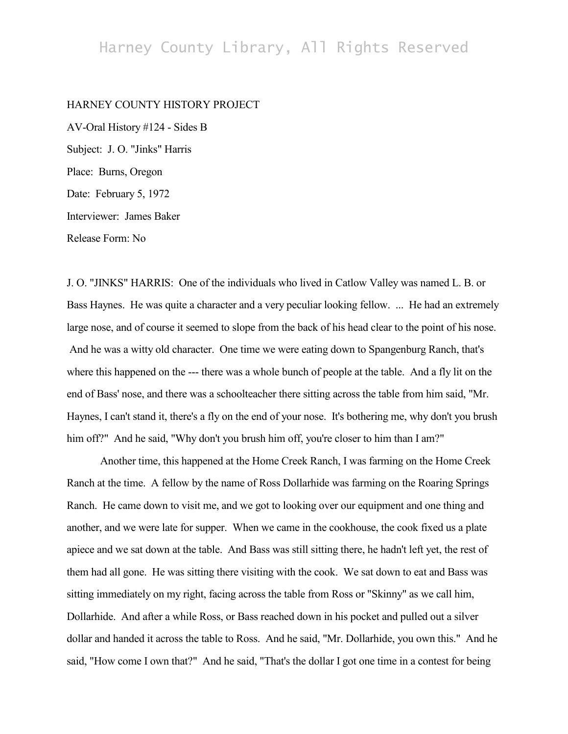HARNEY COUNTY HISTORY PROJECT

AV-Oral History #124 - Sides B

Subject: J. O. "Jinks" Harris

Place: Burns, Oregon

Date: February 5, 1972

Interviewer: James Baker

Release Form: No

J. O. "JINKS" HARRIS: One of the individuals who lived in Catlow Valley was named L. B. or Bass Haynes. He was quite a character and a very peculiar looking fellow. ... He had an extremely large nose, and of course it seemed to slope from the back of his head clear to the point of his nose. And he was a witty old character. One time we were eating down to Spangenburg Ranch, that's where this happened on the --- there was a whole bunch of people at the table. And a fly lit on the end of Bass' nose, and there was a schoolteacher there sitting across the table from him said, "Mr. Haynes, I can't stand it, there's a fly on the end of your nose. It's bothering me, why don't you brush him off?" And he said, "Why don't you brush him off, you're closer to him than I am?"

Another time, this happened at the Home Creek Ranch, I was farming on the Home Creek Ranch at the time. A fellow by the name of Ross Dollarhide was farming on the Roaring Springs Ranch. He came down to visit me, and we got to looking over our equipment and one thing and another, and we were late for supper. When we came in the cookhouse, the cook fixed us a plate apiece and we sat down at the table. And Bass was still sitting there, he hadn't left yet, the rest of them had all gone. He was sitting there visiting with the cook. We sat down to eat and Bass was sitting immediately on my right, facing across the table from Ross or "Skinny" as we call him, Dollarhide. And after a while Ross, or Bass reached down in his pocket and pulled out a silver dollar and handed it across the table to Ross. And he said, "Mr. Dollarhide, you own this." And he said, "How come I own that?" And he said, "That's the dollar I got one time in a contest for being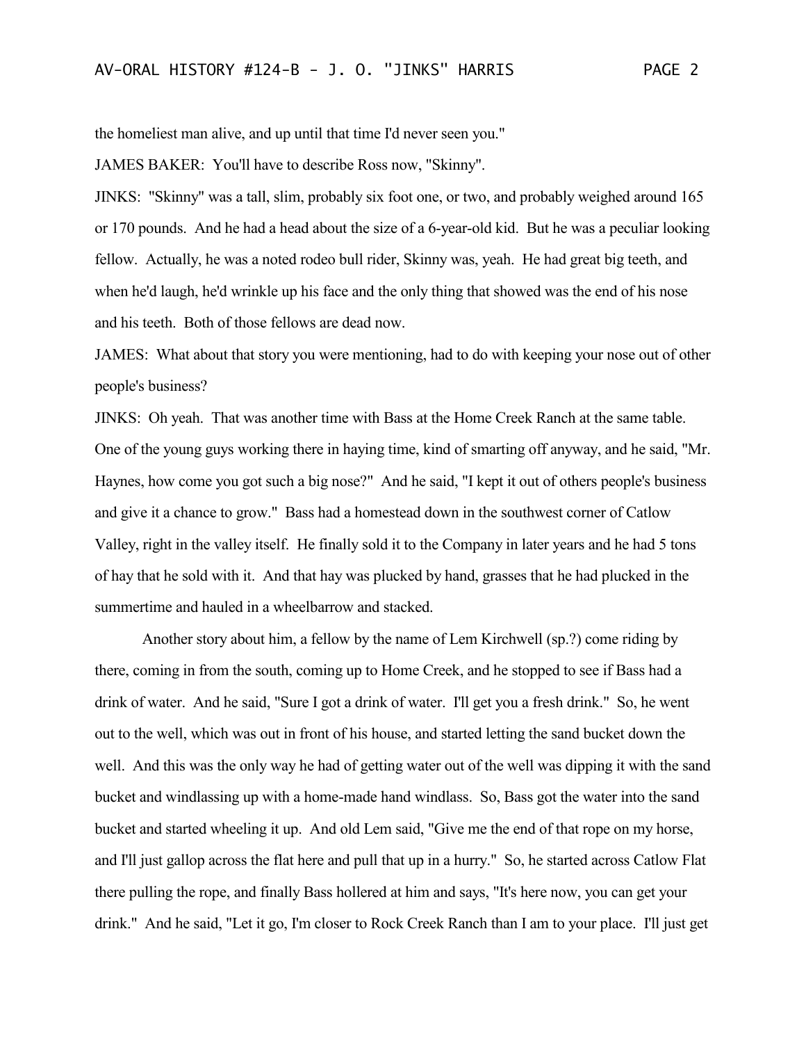the homeliest man alive, and up until that time I'd never seen you."

JAMES BAKER: You'll have to describe Ross now, "Skinny".

JINKS: "Skinny" was a tall, slim, probably six foot one, or two, and probably weighed around 165 or 170 pounds. And he had a head about the size of a 6-year-old kid. But he was a peculiar looking fellow. Actually, he was a noted rodeo bull rider, Skinny was, yeah. He had great big teeth, and when he'd laugh, he'd wrinkle up his face and the only thing that showed was the end of his nose and his teeth. Both of those fellows are dead now.

JAMES: What about that story you were mentioning, had to do with keeping your nose out of other people's business?

JINKS: Oh yeah. That was another time with Bass at the Home Creek Ranch at the same table. One of the young guys working there in haying time, kind of smarting off anyway, and he said, "Mr. Haynes, how come you got such a big nose?" And he said, "I kept it out of others people's business and give it a chance to grow." Bass had a homestead down in the southwest corner of Catlow Valley, right in the valley itself. He finally sold it to the Company in later years and he had 5 tons of hay that he sold with it. And that hay was plucked by hand, grasses that he had plucked in the summertime and hauled in a wheelbarrow and stacked.

Another story about him, a fellow by the name of Lem Kirchwell (sp.?) come riding by there, coming in from the south, coming up to Home Creek, and he stopped to see if Bass had a drink of water. And he said, "Sure I got a drink of water. I'll get you a fresh drink." So, he went out to the well, which was out in front of his house, and started letting the sand bucket down the well. And this was the only way he had of getting water out of the well was dipping it with the sand bucket and windlassing up with a home-made hand windlass. So, Bass got the water into the sand bucket and started wheeling it up. And old Lem said, "Give me the end of that rope on my horse, and I'll just gallop across the flat here and pull that up in a hurry." So, he started across Catlow Flat there pulling the rope, and finally Bass hollered at him and says, "It's here now, you can get your drink." And he said, "Let it go, I'm closer to Rock Creek Ranch than I am to your place. I'll just get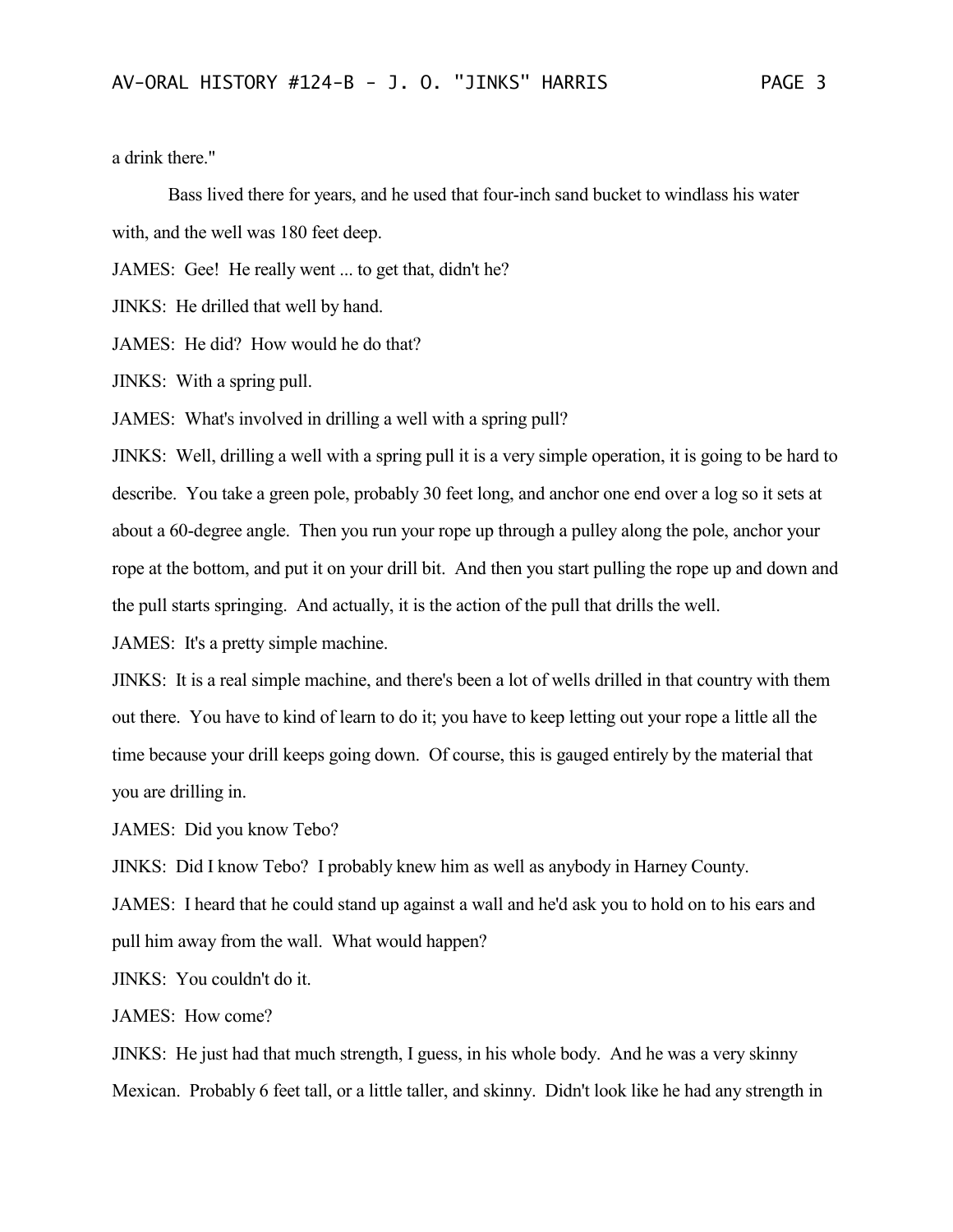a drink there."

Bass lived there for years, and he used that four-inch sand bucket to windlass his water with, and the well was 180 feet deep.

JAMES: Gee! He really went ... to get that, didn't he?

JINKS: He drilled that well by hand.

JAMES: He did? How would he do that?

JINKS: With a spring pull.

JAMES: What's involved in drilling a well with a spring pull?

JINKS: Well, drilling a well with a spring pull it is a very simple operation, it is going to be hard to describe. You take a green pole, probably 30 feet long, and anchor one end over a log so it sets at about a 60-degree angle. Then you run your rope up through a pulley along the pole, anchor your rope at the bottom, and put it on your drill bit. And then you start pulling the rope up and down and the pull starts springing. And actually, it is the action of the pull that drills the well.

JAMES: It's a pretty simple machine.

JINKS: It is a real simple machine, and there's been a lot of wells drilled in that country with them out there. You have to kind of learn to do it; you have to keep letting out your rope a little all the time because your drill keeps going down. Of course, this is gauged entirely by the material that you are drilling in.

JAMES: Did you know Tebo?

JINKS: Did I know Tebo? I probably knew him as well as anybody in Harney County.

JAMES: I heard that he could stand up against a wall and he'd ask you to hold on to his ears and pull him away from the wall. What would happen?

JINKS: You couldn't do it.

JAMES: How come?

JINKS: He just had that much strength, I guess, in his whole body. And he was a very skinny Mexican. Probably 6 feet tall, or a little taller, and skinny. Didn't look like he had any strength in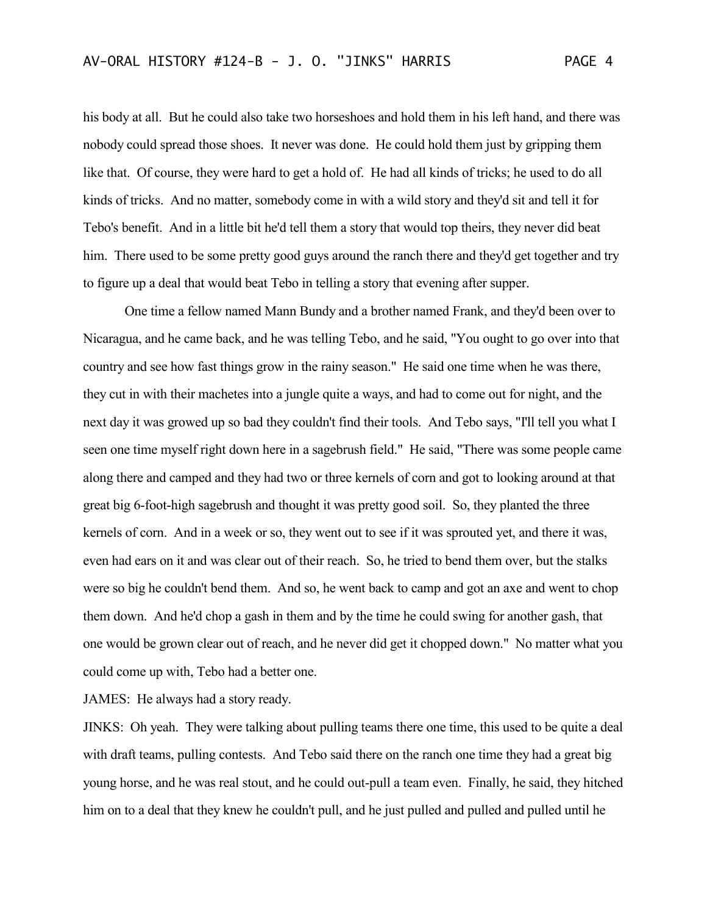his body at all. But he could also take two horseshoes and hold them in his left hand, and there was nobody could spread those shoes. It never was done. He could hold them just by gripping them like that. Of course, they were hard to get a hold of. He had all kinds of tricks; he used to do all kinds of tricks. And no matter, somebody come in with a wild story and they'd sit and tell it for Tebo's benefit. And in a little bit he'd tell them a story that would top theirs, they never did beat him. There used to be some pretty good guys around the ranch there and they'd get together and try to figure up a deal that would beat Tebo in telling a story that evening after supper.

One time a fellow named Mann Bundy and a brother named Frank, and they'd been over to Nicaragua, and he came back, and he was telling Tebo, and he said, "You ought to go over into that country and see how fast things grow in the rainy season." He said one time when he was there, they cut in with their machetes into a jungle quite a ways, and had to come out for night, and the next day it was growed up so bad they couldn't find their tools. And Tebo says, "I'll tell you what I seen one time myself right down here in a sagebrush field." He said, "There was some people came along there and camped and they had two or three kernels of corn and got to looking around at that great big 6-foot-high sagebrush and thought it was pretty good soil. So, they planted the three kernels of corn. And in a week or so, they went out to see if it was sprouted yet, and there it was, even had ears on it and was clear out of their reach. So, he tried to bend them over, but the stalks were so big he couldn't bend them. And so, he went back to camp and got an axe and went to chop them down. And he'd chop a gash in them and by the time he could swing for another gash, that one would be grown clear out of reach, and he never did get it chopped down." No matter what you could come up with, Tebo had a better one.

JAMES: He always had a story ready.

JINKS: Oh yeah. They were talking about pulling teams there one time, this used to be quite a deal with draft teams, pulling contests. And Tebo said there on the ranch one time they had a great big young horse, and he was real stout, and he could out-pull a team even. Finally, he said, they hitched him on to a deal that they knew he couldn't pull, and he just pulled and pulled and pulled until he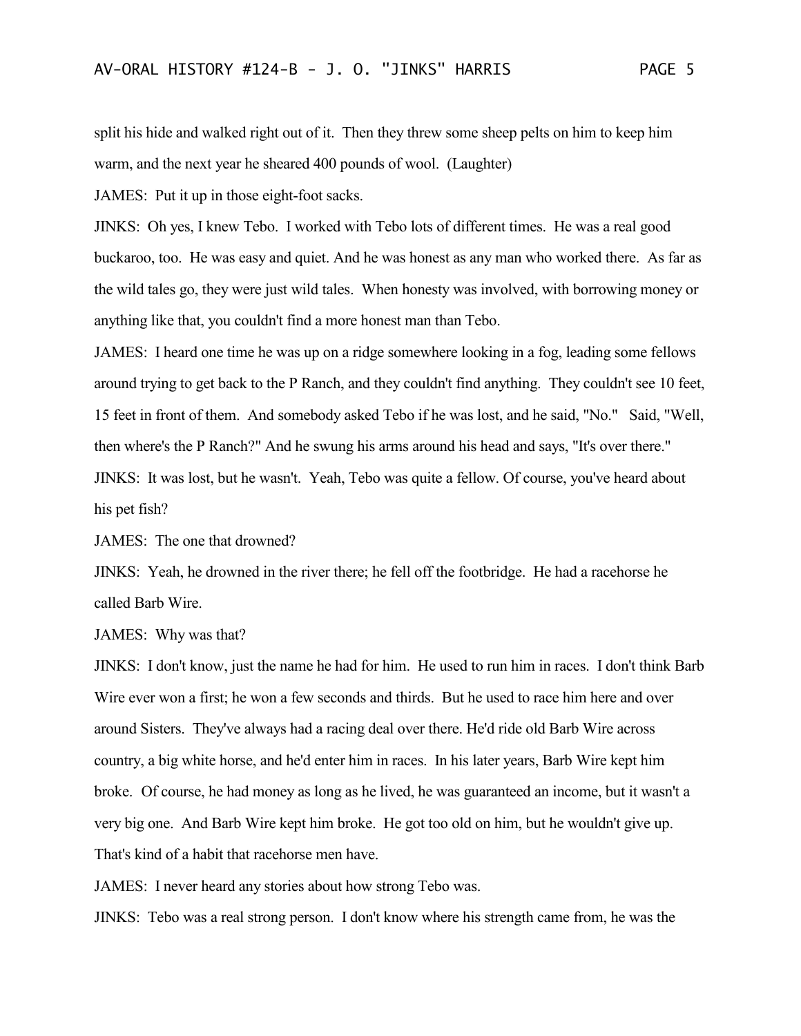split his hide and walked right out of it. Then they threw some sheep pelts on him to keep him warm, and the next year he sheared 400 pounds of wool. (Laughter)

JAMES: Put it up in those eight-foot sacks.

JINKS: Oh yes, I knew Tebo. I worked with Tebo lots of different times. He was a real good buckaroo, too. He was easy and quiet. And he was honest as any man who worked there. As far as the wild tales go, they were just wild tales. When honesty was involved, with borrowing money or anything like that, you couldn't find a more honest man than Tebo.

JAMES: I heard one time he was up on a ridge somewhere looking in a fog, leading some fellows around trying to get back to the P Ranch, and they couldn't find anything. They couldn't see 10 feet, 15 feet in front of them. And somebody asked Tebo if he was lost, and he said, "No." Said, "Well, then where's the P Ranch?" And he swung his arms around his head and says, "It's over there."

JINKS: It was lost, but he wasn't. Yeah, Tebo was quite a fellow. Of course, you've heard about his pet fish?

JAMES: The one that drowned?

JINKS: Yeah, he drowned in the river there; he fell off the footbridge. He had a racehorse he called Barb Wire.

JAMES: Why was that?

JINKS: I don't know, just the name he had for him. He used to run him in races. I don't think Barb Wire ever won a first; he won a few seconds and thirds. But he used to race him here and over around Sisters. They've always had a racing deal over there. He'd ride old Barb Wire across country, a big white horse, and he'd enter him in races. In his later years, Barb Wire kept him broke. Of course, he had money as long as he lived, he was guaranteed an income, but it wasn't a very big one. And Barb Wire kept him broke. He got too old on him, but he wouldn't give up. That's kind of a habit that racehorse men have.

JAMES: I never heard any stories about how strong Tebo was.

JINKS: Tebo was a real strong person. I don't know where his strength came from, he was the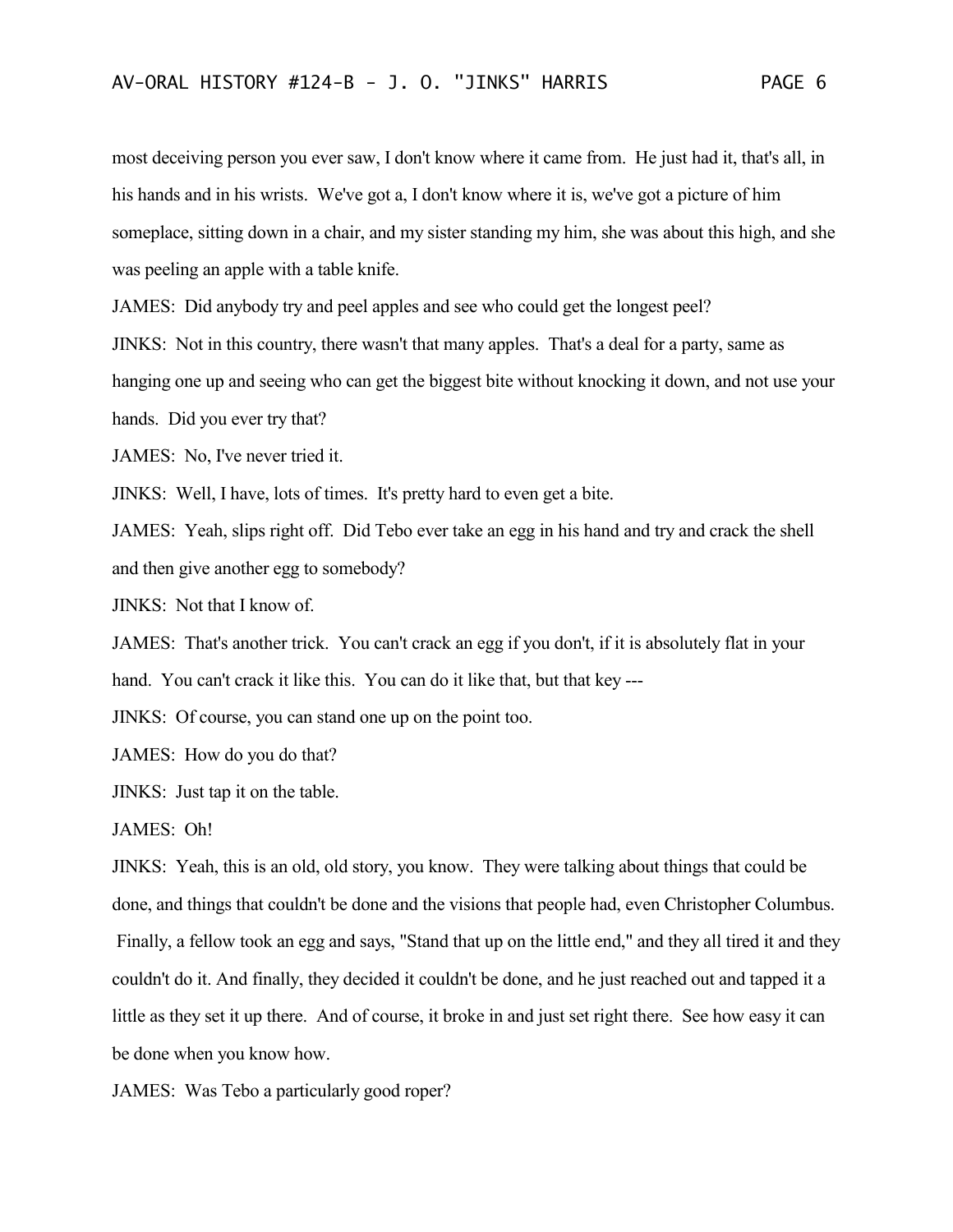most deceiving person you ever saw, I don't know where it came from. He just had it, that's all, in his hands and in his wrists. We've got a, I don't know where it is, we've got a picture of him someplace, sitting down in a chair, and my sister standing my him, she was about this high, and she was peeling an apple with a table knife.

JAMES: Did anybody try and peel apples and see who could get the longest peel?

JINKS: Not in this country, there wasn't that many apples. That's a deal for a party, same as hanging one up and seeing who can get the biggest bite without knocking it down, and not use your hands. Did you ever try that?

JAMES: No, I've never tried it.

JINKS: Well, I have, lots of times. It's pretty hard to even get a bite.

JAMES: Yeah, slips right off. Did Tebo ever take an egg in his hand and try and crack the shell and then give another egg to somebody?

JINKS: Not that I know of.

JAMES: That's another trick. You can't crack an egg if you don't, if it is absolutely flat in your hand. You can't crack it like this. You can do it like that, but that key ---

JINKS: Of course, you can stand one up on the point too.

JAMES: How do you do that?

JINKS: Just tap it on the table.

JAMES: Oh!

JINKS: Yeah, this is an old, old story, you know. They were talking about things that could be done, and things that couldn't be done and the visions that people had, even Christopher Columbus. Finally, a fellow took an egg and says, "Stand that up on the little end," and they all tired it and they couldn't do it. And finally, they decided it couldn't be done, and he just reached out and tapped it a little as they set it up there. And of course, it broke in and just set right there. See how easy it can be done when you know how.

JAMES: Was Tebo a particularly good roper?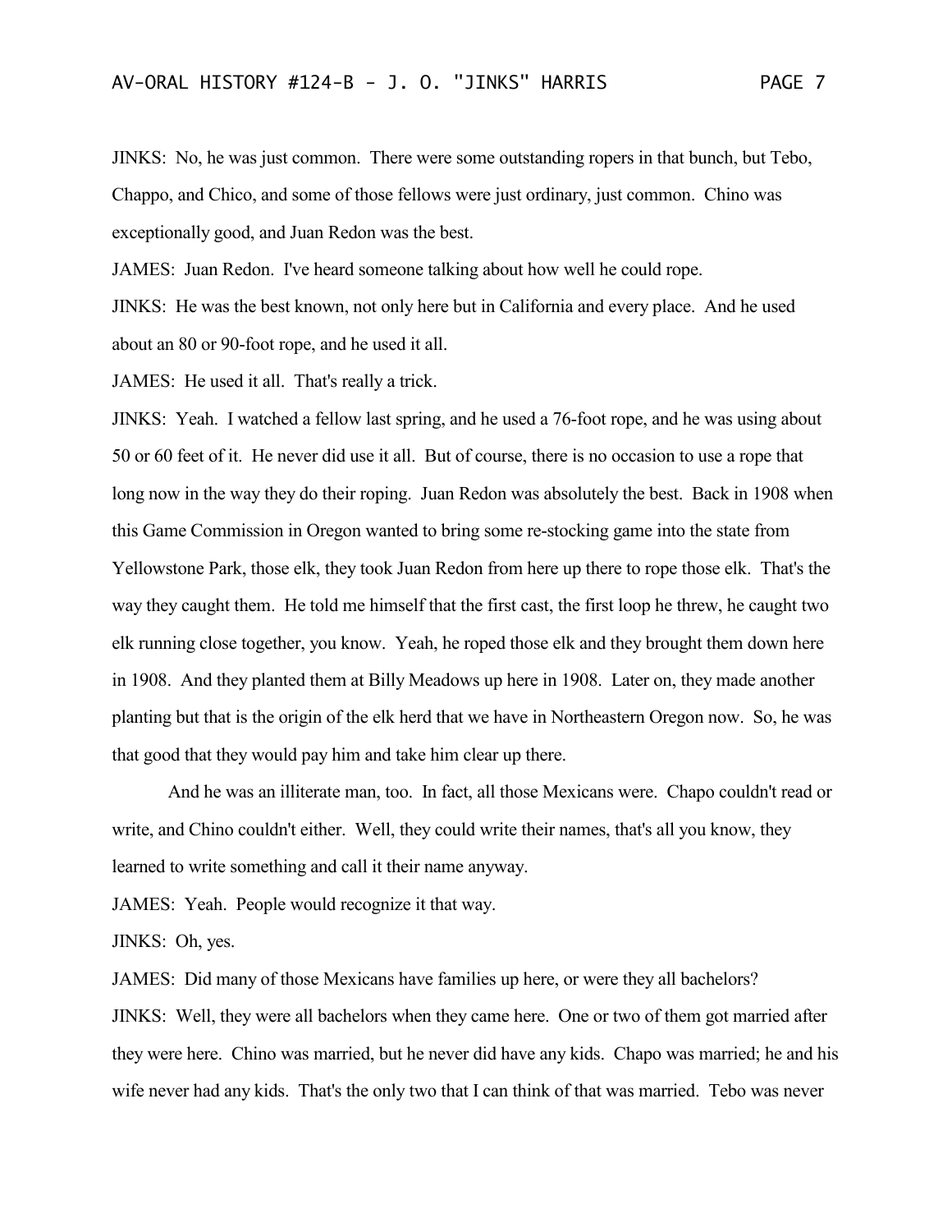JINKS: No, he was just common. There were some outstanding ropers in that bunch, but Tebo, Chappo, and Chico, and some of those fellows were just ordinary, just common. Chino was exceptionally good, and Juan Redon was the best.

JAMES: Juan Redon. I've heard someone talking about how well he could rope.

JINKS: He was the best known, not only here but in California and every place. And he used about an 80 or 90-foot rope, and he used it all.

JAMES: He used it all. That's really a trick.

JINKS: Yeah. I watched a fellow last spring, and he used a 76-foot rope, and he was using about 50 or 60 feet of it. He never did use it all. But of course, there is no occasion to use a rope that long now in the way they do their roping. Juan Redon was absolutely the best. Back in 1908 when this Game Commission in Oregon wanted to bring some re-stocking game into the state from Yellowstone Park, those elk, they took Juan Redon from here up there to rope those elk. That's the way they caught them. He told me himself that the first cast, the first loop he threw, he caught two elk running close together, you know. Yeah, he roped those elk and they brought them down here in 1908. And they planted them at Billy Meadows up here in 1908. Later on, they made another planting but that is the origin of the elk herd that we have in Northeastern Oregon now. So, he was that good that they would pay him and take him clear up there.

And he was an illiterate man, too. In fact, all those Mexicans were. Chapo couldn't read or write, and Chino couldn't either. Well, they could write their names, that's all you know, they learned to write something and call it their name anyway.

JAMES: Yeah. People would recognize it that way.

JINKS: Oh, yes.

JAMES: Did many of those Mexicans have families up here, or were they all bachelors?

JINKS: Well, they were all bachelors when they came here. One or two of them got married after they were here. Chino was married, but he never did have any kids. Chapo was married; he and his wife never had any kids. That's the only two that I can think of that was married. Tebo was never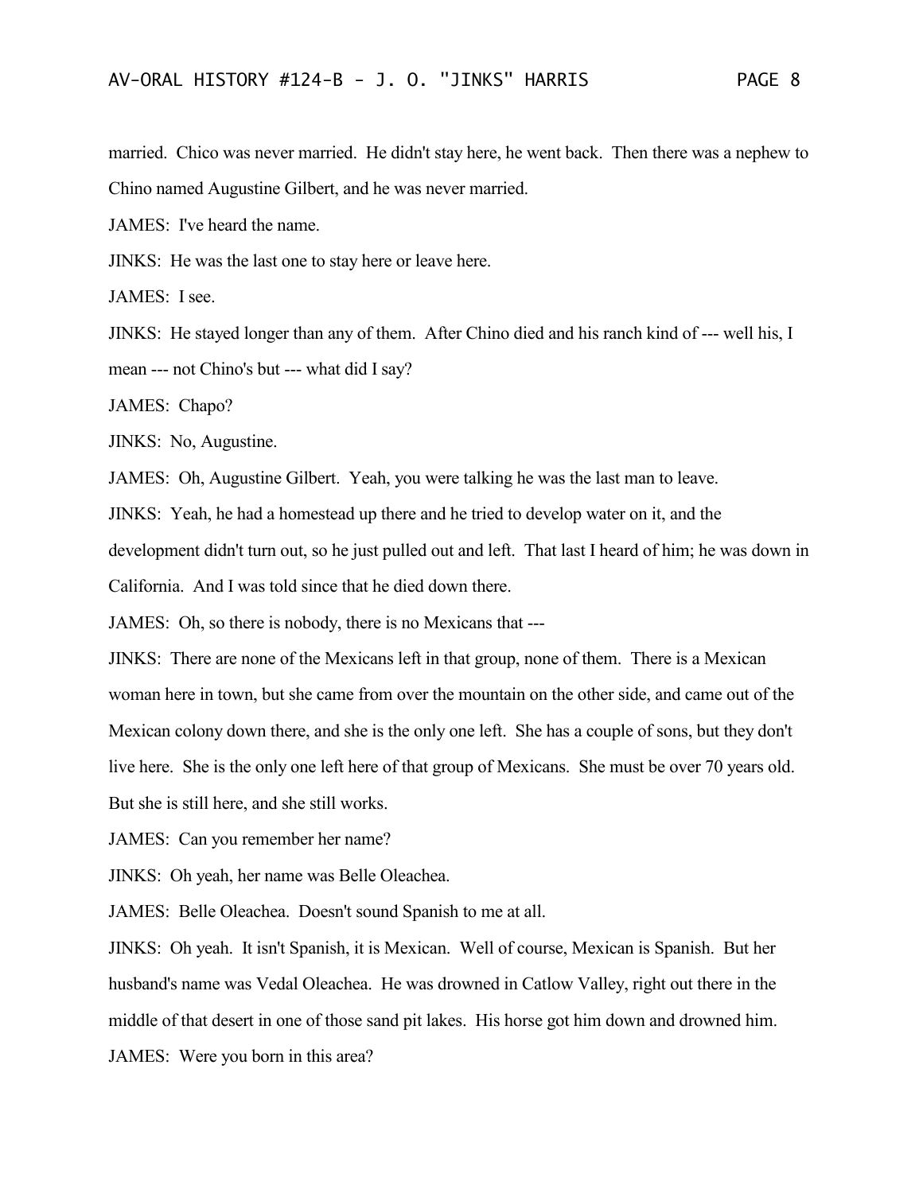married. Chico was never married. He didn't stay here, he went back. Then there was a nephew to Chino named Augustine Gilbert, and he was never married.

JAMES: I've heard the name.

JINKS: He was the last one to stay here or leave here.

JAMES: I see.

JINKS: He stayed longer than any of them. After Chino died and his ranch kind of --- well his, I mean --- not Chino's but --- what did I say?

JAMES: Chapo?

JINKS: No, Augustine.

JAMES: Oh, Augustine Gilbert. Yeah, you were talking he was the last man to leave.

JINKS: Yeah, he had a homestead up there and he tried to develop water on it, and the development didn't turn out, so he just pulled out and left. That last I heard of him; he was down in California. And I was told since that he died down there.

JAMES: Oh, so there is nobody, there is no Mexicans that ---

JINKS: There are none of the Mexicans left in that group, none of them. There is a Mexican woman here in town, but she came from over the mountain on the other side, and came out of the Mexican colony down there, and she is the only one left. She has a couple of sons, but they don't live here. She is the only one left here of that group of Mexicans. She must be over 70 years old. But she is still here, and she still works.

JAMES: Can you remember her name?

JINKS: Oh yeah, her name was Belle Oleachea.

JAMES: Belle Oleachea. Doesn't sound Spanish to me at all.

JINKS: Oh yeah. It isn't Spanish, it is Mexican. Well of course, Mexican is Spanish. But her husband's name was Vedal Oleachea. He was drowned in Catlow Valley, right out there in the middle of that desert in one of those sand pit lakes. His horse got him down and drowned him.

JAMES: Were you born in this area?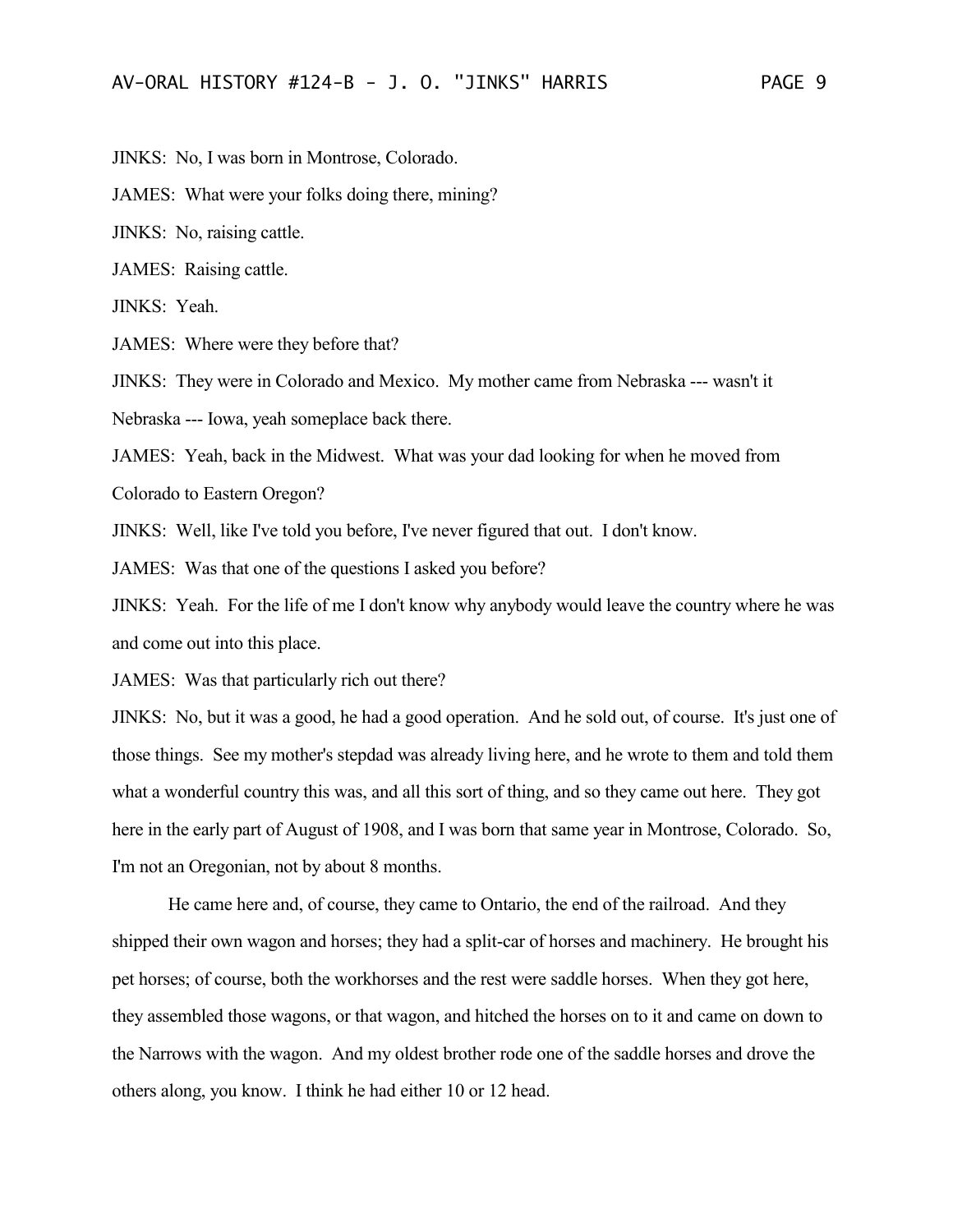JINKS: No, I was born in Montrose, Colorado.

JAMES: What were your folks doing there, mining?

JINKS: No, raising cattle.

JAMES: Raising cattle.

JINKS: Yeah.

JAMES: Where were they before that?

JINKS: They were in Colorado and Mexico. My mother came from Nebraska --- wasn't it Nebraska --- Iowa, yeah someplace back there.

JAMES: Yeah, back in the Midwest. What was your dad looking for when he moved from Colorado to Eastern Oregon?

JINKS: Well, like I've told you before, I've never figured that out. I don't know.

JAMES: Was that one of the questions I asked you before?

JINKS: Yeah. For the life of me I don't know why anybody would leave the country where he was and come out into this place.

JAMES: Was that particularly rich out there?

JINKS: No, but it was a good, he had a good operation. And he sold out, of course. It's just one of those things. See my mother's stepdad was already living here, and he wrote to them and told them what a wonderful country this was, and all this sort of thing, and so they came out here. They got here in the early part of August of 1908, and I was born that same year in Montrose, Colorado. So, I'm not an Oregonian, not by about 8 months.

He came here and, of course, they came to Ontario, the end of the railroad. And they shipped their own wagon and horses; they had a split-car of horses and machinery. He brought his pet horses; of course, both the workhorses and the rest were saddle horses. When they got here, they assembled those wagons, or that wagon, and hitched the horses on to it and came on down to the Narrows with the wagon. And my oldest brother rode one of the saddle horses and drove the others along, you know. I think he had either 10 or 12 head.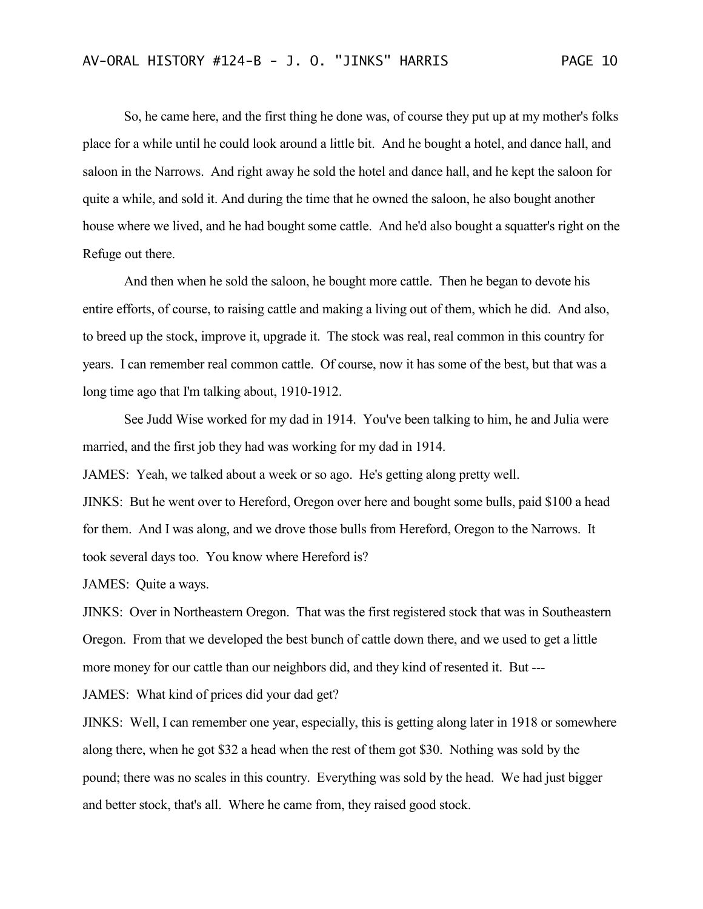So, he came here, and the first thing he done was, of course they put up at my mother's folks place for a while until he could look around a little bit. And he bought a hotel, and dance hall, and saloon in the Narrows. And right away he sold the hotel and dance hall, and he kept the saloon for quite a while, and sold it. And during the time that he owned the saloon, he also bought another house where we lived, and he had bought some cattle. And he'd also bought a squatter's right on the Refuge out there.

And then when he sold the saloon, he bought more cattle. Then he began to devote his entire efforts, of course, to raising cattle and making a living out of them, which he did. And also, to breed up the stock, improve it, upgrade it. The stock was real, real common in this country for years. I can remember real common cattle. Of course, now it has some of the best, but that was a long time ago that I'm talking about, 1910-1912.

See Judd Wise worked for my dad in 1914. You've been talking to him, he and Julia were married, and the first job they had was working for my dad in 1914.

JAMES: Yeah, we talked about a week or so ago. He's getting along pretty well.

JINKS: But he went over to Hereford, Oregon over here and bought some bulls, paid $100 a head for them. And I was along, and we drove those bulls from Hereford, Oregon to the Narrows. It took several days too. You know where Hereford is?

JAMES: Quite a ways.

JINKS: Over in Northeastern Oregon. That was the first registered stock that was in Southeastern Oregon. From that we developed the best bunch of cattle down there, and we used to get a little more money for our cattle than our neighbors did, and they kind of resented it. But ---

JAMES: What kind of prices did your dad get?

JINKS: Well, I can remember one year, especially, this is getting along later in 1918 or somewhere along there, when he got $32 a head when the rest of them got $30. Nothing was sold by the pound; there was no scales in this country. Everything was sold by the head. We had just bigger and better stock, that's all. Where he came from, they raised good stock.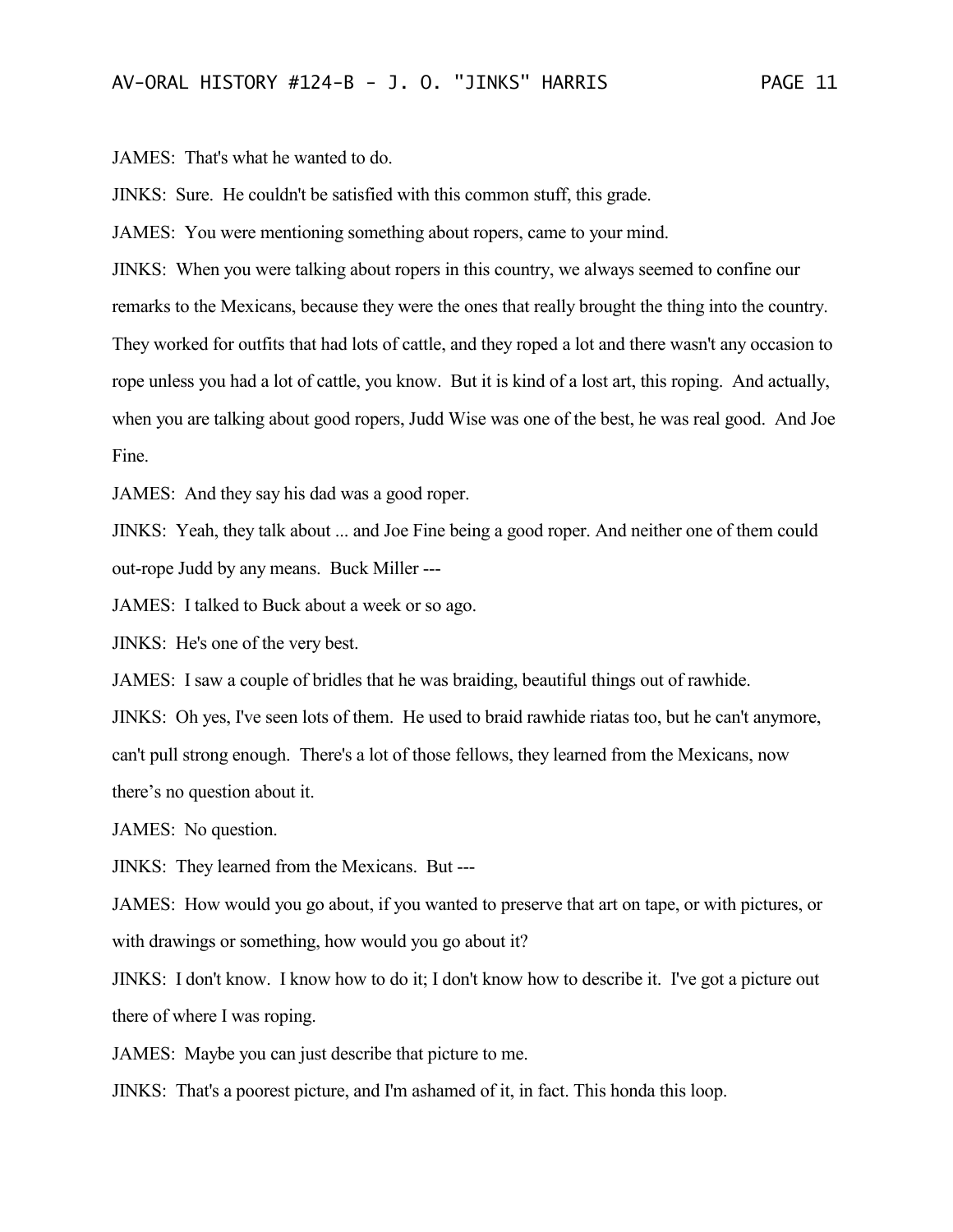JAMES: That's what he wanted to do.

JINKS: Sure. He couldn't be satisfied with this common stuff, this grade.

JAMES: You were mentioning something about ropers, came to your mind.

JINKS: When you were talking about ropers in this country, we always seemed to confine our remarks to the Mexicans, because they were the ones that really brought the thing into the country. They worked for outfits that had lots of cattle, and they roped a lot and there wasn't any occasion to rope unless you had a lot of cattle, you know. But it is kind of a lost art, this roping. And actually, when you are talking about good ropers, Judd Wise was one of the best, he was real good. And Joe Fine.

JAMES: And they say his dad was a good roper.

JINKS: Yeah, they talk about ... and Joe Fine being a good roper. And neither one of them could out-rope Judd by any means. Buck Miller ---

JAMES: I talked to Buck about a week or so ago.

JINKS: He's one of the very best.

JAMES: I saw a couple of bridles that he was braiding, beautiful things out of rawhide.

JINKS: Oh yes, I've seen lots of them. He used to braid rawhide riatas too, but he can't anymore, can't pull strong enough. There's a lot of those fellows, they learned from the Mexicans, now there's no question about it.

JAMES: No question.

JINKS: They learned from the Mexicans. But ---

JAMES: How would you go about, if you wanted to preserve that art on tape, or with pictures, or with drawings or something, how would you go about it?

JINKS: I don't know. I know how to do it; I don't know how to describe it. I've got a picture out there of where I was roping.

JAMES: Maybe you can just describe that picture to me.

JINKS: That's a poorest picture, and I'm ashamed of it, in fact. This honda this loop.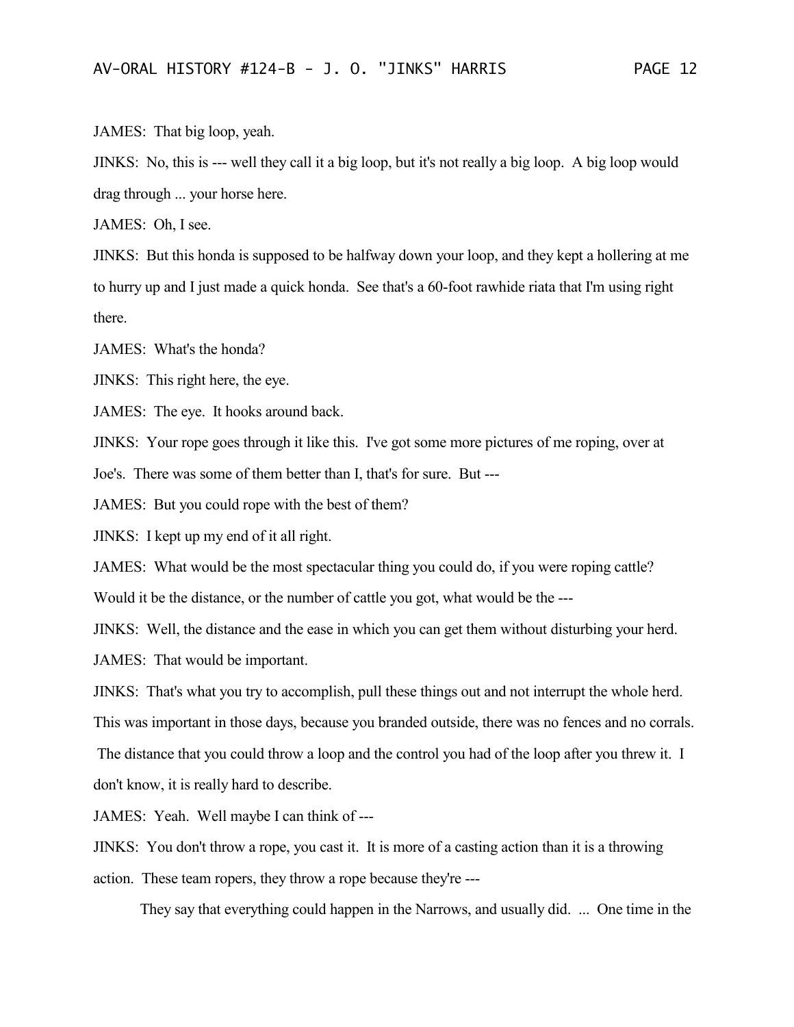JAMES: That big loop, yeah.

JINKS: No, this is --- well they call it a big loop, but it's not really a big loop. A big loop would drag through ... your horse here.

JAMES: Oh, I see.

JINKS: But this honda is supposed to be halfway down your loop, and they kept a hollering at me to hurry up and I just made a quick honda. See that's a 60-foot rawhide riata that I'm using right there.

JAMES: What's the honda?

JINKS: This right here, the eye.

JAMES: The eye. It hooks around back.

JINKS: Your rope goes through it like this. I've got some more pictures of me roping, over at Joe's. There was some of them better than I, that's for sure. But ---

JAMES: But you could rope with the best of them?

JINKS: I kept up my end of it all right.

JAMES: What would be the most spectacular thing you could do, if you were roping cattle? Would it be the distance, or the number of cattle you got, what would be the ---

JINKS: Well, the distance and the ease in which you can get them without disturbing your herd.

JAMES: That would be important.

JINKS: That's what you try to accomplish, pull these things out and not interrupt the whole herd. This was important in those days, because you branded outside, there was no fences and no corrals. The distance that you could throw a loop and the control you had of the loop after you threw it. I don't know, it is really hard to describe.

JAMES: Yeah. Well maybe I can think of ---

JINKS: You don't throw a rope, you cast it. It is more of a casting action than it is a throwing action. These team ropers, they throw a rope because they're ---

They say that everything could happen in the Narrows, and usually did. ... One time in the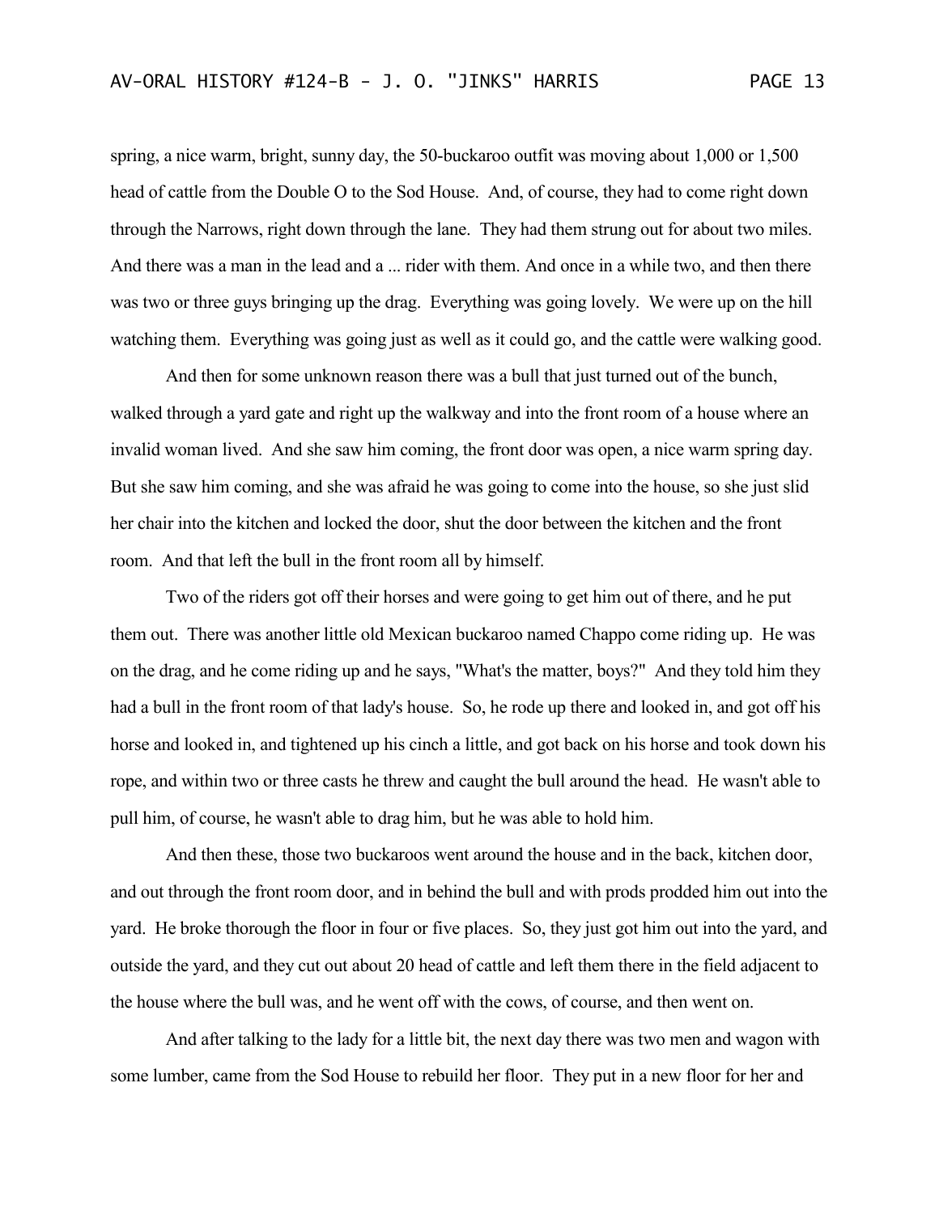spring, a nice warm, bright, sunny day, the 50-buckaroo outfit was moving about 1,000 or 1,500 head of cattle from the Double O to the Sod House. And, of course, they had to come right down through the Narrows, right down through the lane. They had them strung out for about two miles. And there was a man in the lead and a ... rider with them. And once in a while two, and then there was two or three guys bringing up the drag. Everything was going lovely. We were up on the hill watching them. Everything was going just as well as it could go, and the cattle were walking good.

And then for some unknown reason there was a bull that just turned out of the bunch, walked through a yard gate and right up the walkway and into the front room of a house where an invalid woman lived. And she saw him coming, the front door was open, a nice warm spring day. But she saw him coming, and she was afraid he was going to come into the house, so she just slid her chair into the kitchen and locked the door, shut the door between the kitchen and the front room. And that left the bull in the front room all by himself.

Two of the riders got off their horses and were going to get him out of there, and he put them out. There was another little old Mexican buckaroo named Chappo come riding up. He was on the drag, and he come riding up and he says, "What's the matter, boys?" And they told him they had a bull in the front room of that lady's house. So, he rode up there and looked in, and got off his horse and looked in, and tightened up his cinch a little, and got back on his horse and took down his rope, and within two or three casts he threw and caught the bull around the head. He wasn't able to pull him, of course, he wasn't able to drag him, but he was able to hold him.

And then these, those two buckaroos went around the house and in the back, kitchen door, and out through the front room door, and in behind the bull and with prods prodded him out into the yard. He broke thorough the floor in four or five places. So, they just got him out into the yard, and outside the yard, and they cut out about 20 head of cattle and left them there in the field adjacent to the house where the bull was, and he went off with the cows, of course, and then went on.

And after talking to the lady for a little bit, the next day there was two men and wagon with some lumber, came from the Sod House to rebuild her floor. They put in a new floor for her and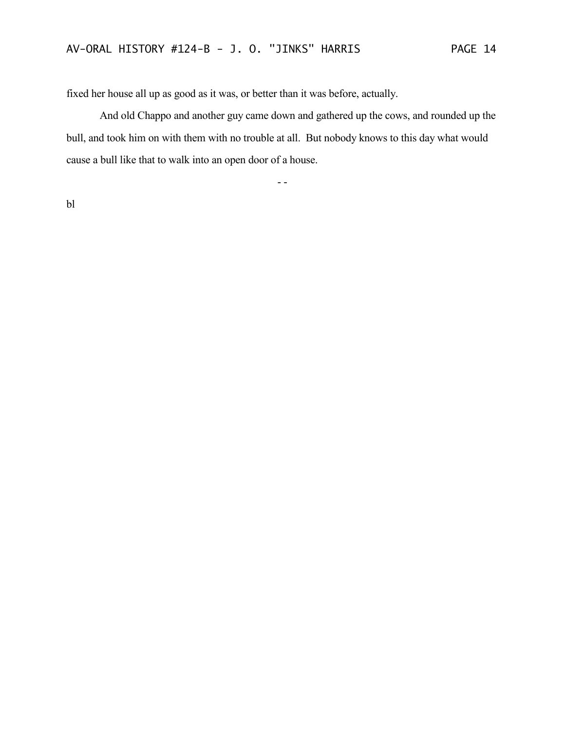fixed her house all up as good as it was, or better than it was before, actually.

And old Chappo and another guy came down and gathered up the cows, and rounded up the bull, and took him on with them with no trouble at all. But nobody knows to this day what would cause a bull like that to walk into an open door of a house.

--

bl